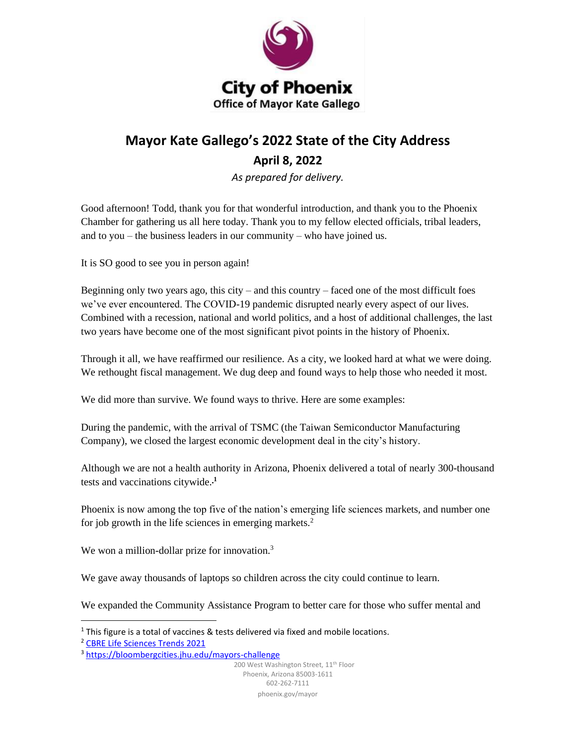City of Phoenix
Office of Mayor Kate Gallego

# Mayor Kate Gallego's 2022 State of the City Address

## April 8, 2022

*As prepared for delivery.*

Good afternoon! Todd, thank you for that wonderful introduction, and thank you to the Phoenix Chamber for gathering us all here today. Thank you to my fellow elected officials, tribal leaders, and to you – the business leaders in our community – who have joined us.

It is SO good to see you in person again!

Beginning only two years ago, this city – and this country – faced one of the most difficult foes we've ever encountered. The COVID-19 pandemic disrupted nearly every aspect of our lives. Combined with a recession, national and world politics, and a host of additional challenges, the last two years have become one of the most significant pivot points in the history of Phoenix.

Through it all, we have reaffirmed our resilience. As a city, we looked hard at what we were doing. We rethought fiscal management. We dug deep and found ways to help those who needed it most.

We did more than survive. We found ways to thrive. Here are some examples:

During the pandemic, with the arrival of TSMC (the Taiwan Semiconductor Manufacturing Company), we closed the largest economic development deal in the city's history.

Although we are not a health authority in Arizona, Phoenix delivered a total of nearly 300-thousand tests and vaccinations citywide.[1]

Phoenix is now among the top five of the nation's emerging life sciences markets, and number one for job growth in the life sciences in emerging markets.[2]

We won a million-dollar prize for innovation.[3]

We gave away thousands of laptops so children across the city could continue to learn.

We expanded the Community Assistance Program to better care for those who suffer mental and

---

[1] This figure is a total of vaccines & tests delivered via fixed and mobile locations.

[2] CBRE Life Sciences Trends 2021

[3] https://bloombergcities.jhu.edu/mayors-challenge

200 West Washington Street, 11th Floor
Phoenix, Arizona 85003-1611
602-262-7111
phoenix.gov/mayor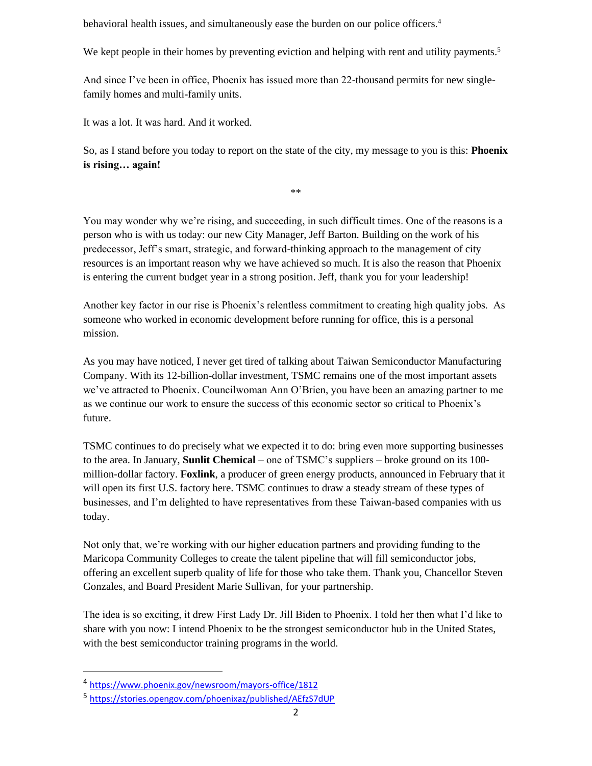behavioral health issues, and simultaneously ease the burden on our police officers.[4]

We kept people in their homes by preventing eviction and helping with rent and utility payments.[5]

And since I've been in office, Phoenix has issued more than 22-thousand permits for new single-family homes and multi-family units.

It was a lot. It was hard. And it worked.

So, as I stand before you today to report on the state of the city, my message to you is this: **Phoenix is rising… again!**

**

You may wonder why we're rising, and succeeding, in such difficult times. One of the reasons is a person who is with us today: our new City Manager, Jeff Barton. Building on the work of his predecessor, Jeff's smart, strategic, and forward-thinking approach to the management of city resources is an important reason why we have achieved so much. It is also the reason that Phoenix is entering the current budget year in a strong position. Jeff, thank you for your leadership!

Another key factor in our rise is Phoenix's relentless commitment to creating high quality jobs. As someone who worked in economic development before running for office, this is a personal mission.

As you may have noticed, I never get tired of talking about Taiwan Semiconductor Manufacturing Company. With its 12-billion-dollar investment, TSMC remains one of the most important assets we've attracted to Phoenix. Councilwoman Ann O'Brien, you have been an amazing partner to me as we continue our work to ensure the success of this economic sector so critical to Phoenix's future.

TSMC continues to do precisely what we expected it to do: bring even more supporting businesses to the area. In January, **Sunlit Chemical** – one of TSMC's suppliers – broke ground on its 100-million-dollar factory. **Foxlink**, a producer of green energy products, announced in February that it will open its first U.S. factory here. TSMC continues to draw a steady stream of these types of businesses, and I'm delighted to have representatives from these Taiwan-based companies with us today.

Not only that, we're working with our higher education partners and providing funding to the Maricopa Community Colleges to create the talent pipeline that will fill semiconductor jobs, offering an excellent superb quality of life for those who take them. Thank you, Chancellor Steven Gonzales, and Board President Marie Sullivan, for your partnership.

The idea is so exciting, it drew First Lady Dr. Jill Biden to Phoenix. I told her then what I'd like to share with you now: I intend Phoenix to be the strongest semiconductor hub in the United States, with the best semiconductor training programs in the world.

---

[4] https://www.phoenix.gov/newsroom/mayors-office/1812

[5] https://stories.opengov.com/phoenixaz/published/AEfzS7dUP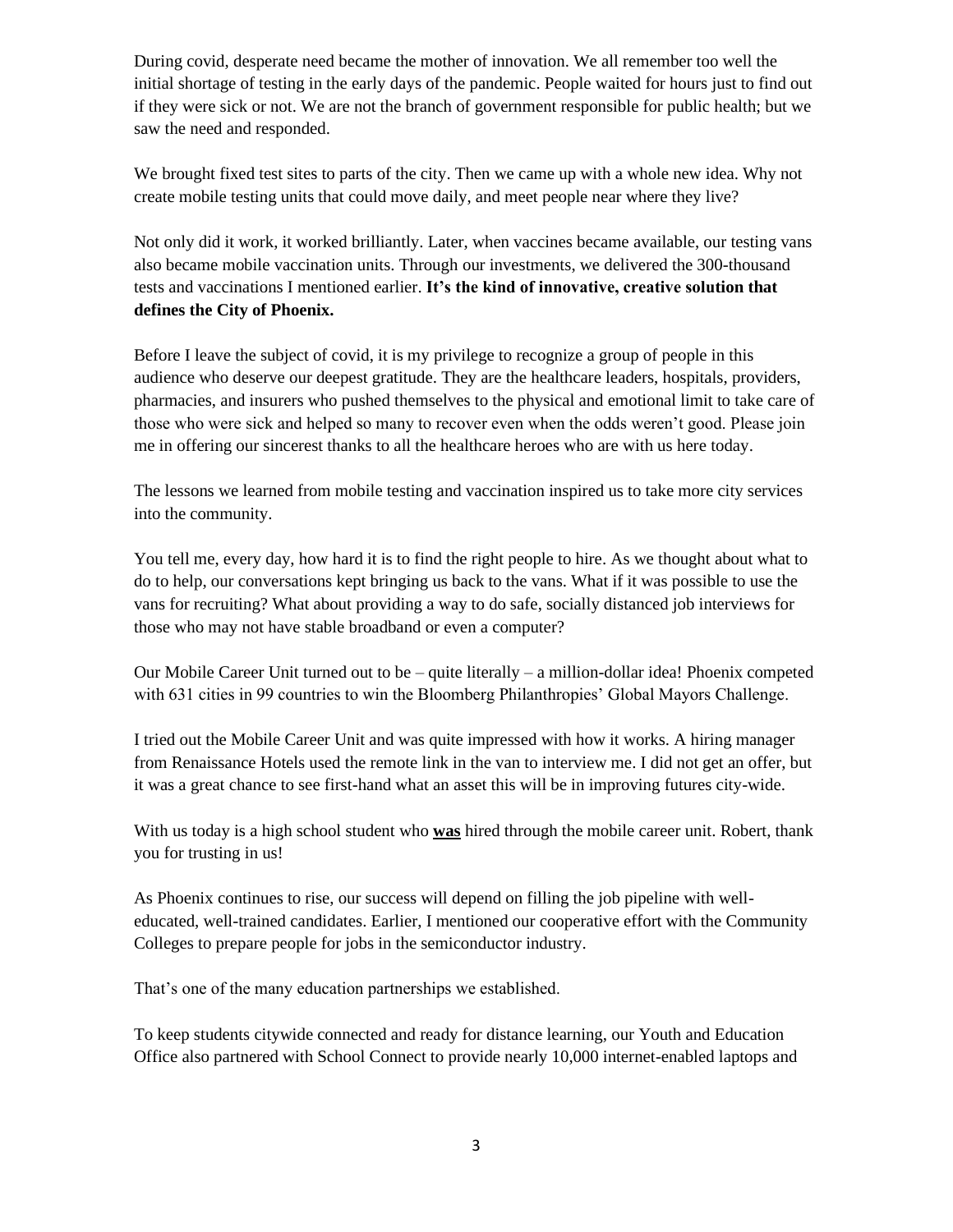During covid, desperate need became the mother of innovation. We all remember too well the initial shortage of testing in the early days of the pandemic. People waited for hours just to find out if they were sick or not. We are not the branch of government responsible for public health; but we saw the need and responded.

We brought fixed test sites to parts of the city. Then we came up with a whole new idea. Why not create mobile testing units that could move daily, and meet people near where they live?

Not only did it work, it worked brilliantly. Later, when vaccines became available, our testing vans also became mobile vaccination units. Through our investments, we delivered the 300-thousand tests and vaccinations I mentioned earlier. **It's the kind of innovative, creative solution that defines the City of Phoenix.**

Before I leave the subject of covid, it is my privilege to recognize a group of people in this audience who deserve our deepest gratitude. They are the healthcare leaders, hospitals, providers, pharmacies, and insurers who pushed themselves to the physical and emotional limit to take care of those who were sick and helped so many to recover even when the odds weren't good. Please join me in offering our sincerest thanks to all the healthcare heroes who are with us here today.

The lessons we learned from mobile testing and vaccination inspired us to take more city services into the community.

You tell me, every day, how hard it is to find the right people to hire. As we thought about what to do to help, our conversations kept bringing us back to the vans. What if it was possible to use the vans for recruiting? What about providing a way to do safe, socially distanced job interviews for those who may not have stable broadband or even a computer?

Our Mobile Career Unit turned out to be – quite literally – a million-dollar idea! Phoenix competed with 631 cities in 99 countries to win the Bloomberg Philanthropies' Global Mayors Challenge.

I tried out the Mobile Career Unit and was quite impressed with how it works. A hiring manager from Renaissance Hotels used the remote link in the van to interview me. I did not get an offer, but it was a great chance to see first-hand what an asset this will be in improving futures city-wide.

With us today is a high school student who <u>**was**</u> hired through the mobile career unit. Robert, thank you for trusting in us!

As Phoenix continues to rise, our success will depend on filling the job pipeline with well-educated, well-trained candidates. Earlier, I mentioned our cooperative effort with the Community Colleges to prepare people for jobs in the semiconductor industry.

That's one of the many education partnerships we established.

To keep students citywide connected and ready for distance learning, our Youth and Education Office also partnered with School Connect to provide nearly 10,000 internet-enabled laptops and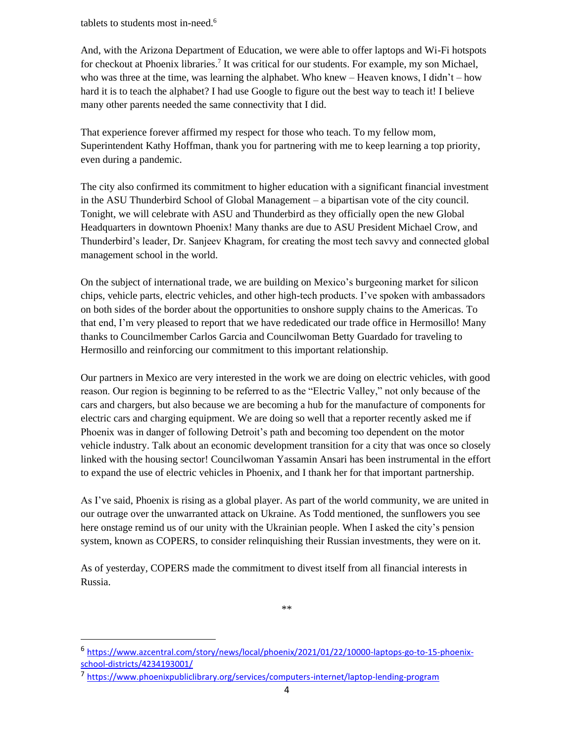tablets to students most in-need.[6]

And, with the Arizona Department of Education, we were able to offer laptops and Wi-Fi hotspots for checkout at Phoenix libraries.[7] It was critical for our students. For example, my son Michael, who was three at the time, was learning the alphabet. Who knew – Heaven knows, I didn't – how hard it is to teach the alphabet? I had use Google to figure out the best way to teach it! I believe many other parents needed the same connectivity that I did.

That experience forever affirmed my respect for those who teach. To my fellow mom, Superintendent Kathy Hoffman, thank you for partnering with me to keep learning a top priority, even during a pandemic.

The city also confirmed its commitment to higher education with a significant financial investment in the ASU Thunderbird School of Global Management – a bipartisan vote of the city council. Tonight, we will celebrate with ASU and Thunderbird as they officially open the new Global Headquarters in downtown Phoenix! Many thanks are due to ASU President Michael Crow, and Thunderbird's leader, Dr. Sanjeev Khagram, for creating the most tech savvy and connected global management school in the world.

On the subject of international trade, we are building on Mexico's burgeoning market for silicon chips, vehicle parts, electric vehicles, and other high-tech products. I've spoken with ambassadors on both sides of the border about the opportunities to onshore supply chains to the Americas. To that end, I'm very pleased to report that we have rededicated our trade office in Hermosillo! Many thanks to Councilmember Carlos Garcia and Councilwoman Betty Guardado for traveling to Hermosillo and reinforcing our commitment to this important relationship.

Our partners in Mexico are very interested in the work we are doing on electric vehicles, with good reason. Our region is beginning to be referred to as the "Electric Valley," not only because of the cars and chargers, but also because we are becoming a hub for the manufacture of components for electric cars and charging equipment. We are doing so well that a reporter recently asked me if Phoenix was in danger of following Detroit's path and becoming too dependent on the motor vehicle industry. Talk about an economic development transition for a city that was once so closely linked with the housing sector! Councilwoman Yassamin Ansari has been instrumental in the effort to expand the use of electric vehicles in Phoenix, and I thank her for that important partnership.

As I've said, Phoenix is rising as a global player. As part of the world community, we are united in our outrage over the unwarranted attack on Ukraine. As Todd mentioned, the sunflowers you see here onstage remind us of our unity with the Ukrainian people. When I asked the city's pension system, known as COPERS, to consider relinquishing their Russian investments, they were on it.

As of yesterday, COPERS made the commitment to divest itself from all financial interests in Russia.

**

---

[6] https://www.azcentral.com/story/news/local/phoenix/2021/01/22/10000-laptops-go-to-15-phoenix-school-districts/4234193001/

[7] https://www.phoenixpubliclibrary.org/services/computers-internet/laptop-lending-program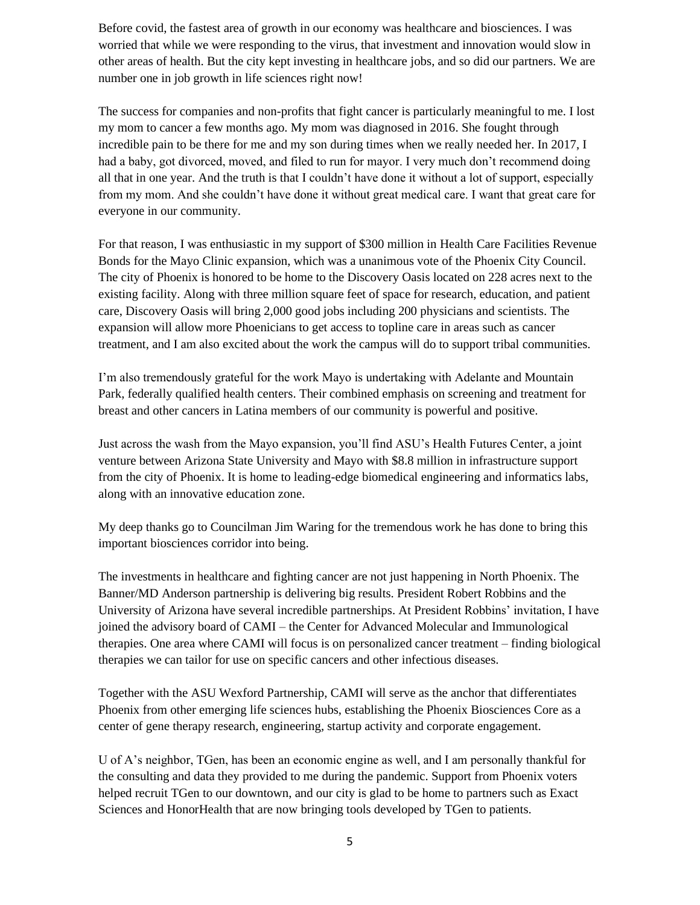Before covid, the fastest area of growth in our economy was healthcare and biosciences. I was worried that while we were responding to the virus, that investment and innovation would slow in other areas of health. But the city kept investing in healthcare jobs, and so did our partners. We are number one in job growth in life sciences right now!

The success for companies and non-profits that fight cancer is particularly meaningful to me. I lost my mom to cancer a few months ago. My mom was diagnosed in 2016. She fought through incredible pain to be there for me and my son during times when we really needed her. In 2017, I had a baby, got divorced, moved, and filed to run for mayor. I very much don't recommend doing all that in one year. And the truth is that I couldn't have done it without a lot of support, especially from my mom. And she couldn't have done it without great medical care. I want that great care for everyone in our community.

For that reason, I was enthusiastic in my support of $300 million in Health Care Facilities Revenue Bonds for the Mayo Clinic expansion, which was a unanimous vote of the Phoenix City Council. The city of Phoenix is honored to be home to the Discovery Oasis located on 228 acres next to the existing facility. Along with three million square feet of space for research, education, and patient care, Discovery Oasis will bring 2,000 good jobs including 200 physicians and scientists. The expansion will allow more Phoenicians to get access to topline care in areas such as cancer treatment, and I am also excited about the work the campus will do to support tribal communities.

I'm also tremendously grateful for the work Mayo is undertaking with Adelante and Mountain Park, federally qualified health centers. Their combined emphasis on screening and treatment for breast and other cancers in Latina members of our community is powerful and positive.

Just across the wash from the Mayo expansion, you'll find ASU's Health Futures Center, a joint venture between Arizona State University and Mayo with $8.8 million in infrastructure support from the city of Phoenix. It is home to leading-edge biomedical engineering and informatics labs, along with an innovative education zone.

My deep thanks go to Councilman Jim Waring for the tremendous work he has done to bring this important biosciences corridor into being.

The investments in healthcare and fighting cancer are not just happening in North Phoenix. The Banner/MD Anderson partnership is delivering big results. President Robert Robbins and the University of Arizona have several incredible partnerships. At President Robbins' invitation, I have joined the advisory board of CAMI – the Center for Advanced Molecular and Immunological therapies. One area where CAMI will focus is on personalized cancer treatment – finding biological therapies we can tailor for use on specific cancers and other infectious diseases.

Together with the ASU Wexford Partnership, CAMI will serve as the anchor that differentiates Phoenix from other emerging life sciences hubs, establishing the Phoenix Biosciences Core as a center of gene therapy research, engineering, startup activity and corporate engagement.

U of A's neighbor, TGen, has been an economic engine as well, and I am personally thankful for the consulting and data they provided to me during the pandemic. Support from Phoenix voters helped recruit TGen to our downtown, and our city is glad to be home to partners such as Exact Sciences and HonorHealth that are now bringing tools developed by TGen to patients.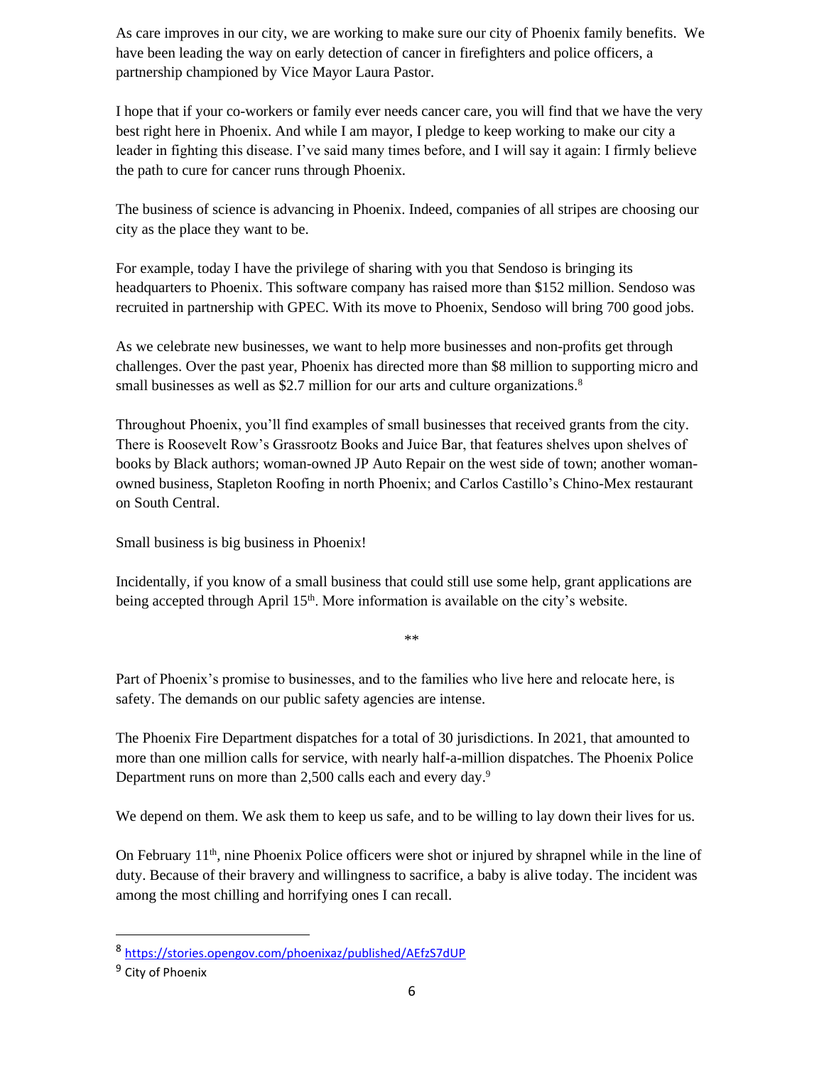As care improves in our city, we are working to make sure our city of Phoenix family benefits. We have been leading the way on early detection of cancer in firefighters and police officers, a partnership championed by Vice Mayor Laura Pastor.

I hope that if your co-workers or family ever needs cancer care, you will find that we have the very best right here in Phoenix. And while I am mayor, I pledge to keep working to make our city a leader in fighting this disease. I've said many times before, and I will say it again: I firmly believe the path to cure for cancer runs through Phoenix.

The business of science is advancing in Phoenix. Indeed, companies of all stripes are choosing our city as the place they want to be.

For example, today I have the privilege of sharing with you that Sendoso is bringing its headquarters to Phoenix. This software company has raised more than $152 million. Sendoso was recruited in partnership with GPEC. With its move to Phoenix, Sendoso will bring 700 good jobs.

As we celebrate new businesses, we want to help more businesses and non-profits get through challenges. Over the past year, Phoenix has directed more than $8 million to supporting micro and small businesses as well as $2.7 million for our arts and culture organizations.[8]

Throughout Phoenix, you'll find examples of small businesses that received grants from the city. There is Roosevelt Row's Grassrootz Books and Juice Bar, that features shelves upon shelves of books by Black authors; woman-owned JP Auto Repair on the west side of town; another woman-owned business, Stapleton Roofing in north Phoenix; and Carlos Castillo's Chino-Mex restaurant on South Central.

Small business is big business in Phoenix!

Incidentally, if you know of a small business that could still use some help, grant applications are being accepted through April 15th. More information is available on the city's website.

**

Part of Phoenix's promise to businesses, and to the families who live here and relocate here, is safety. The demands on our public safety agencies are intense.

The Phoenix Fire Department dispatches for a total of 30 jurisdictions. In 2021, that amounted to more than one million calls for service, with nearly half-a-million dispatches. The Phoenix Police Department runs on more than 2,500 calls each and every day.[9]

We depend on them. We ask them to keep us safe, and to be willing to lay down their lives for us.

On February 11th, nine Phoenix Police officers were shot or injured by shrapnel while in the line of duty. Because of their bravery and willingness to sacrifice, a baby is alive today. The incident was among the most chilling and horrifying ones I can recall.

---

[8] https://stories.opengov.com/phoenixaz/published/AEfzS7dUP

[9] City of Phoenix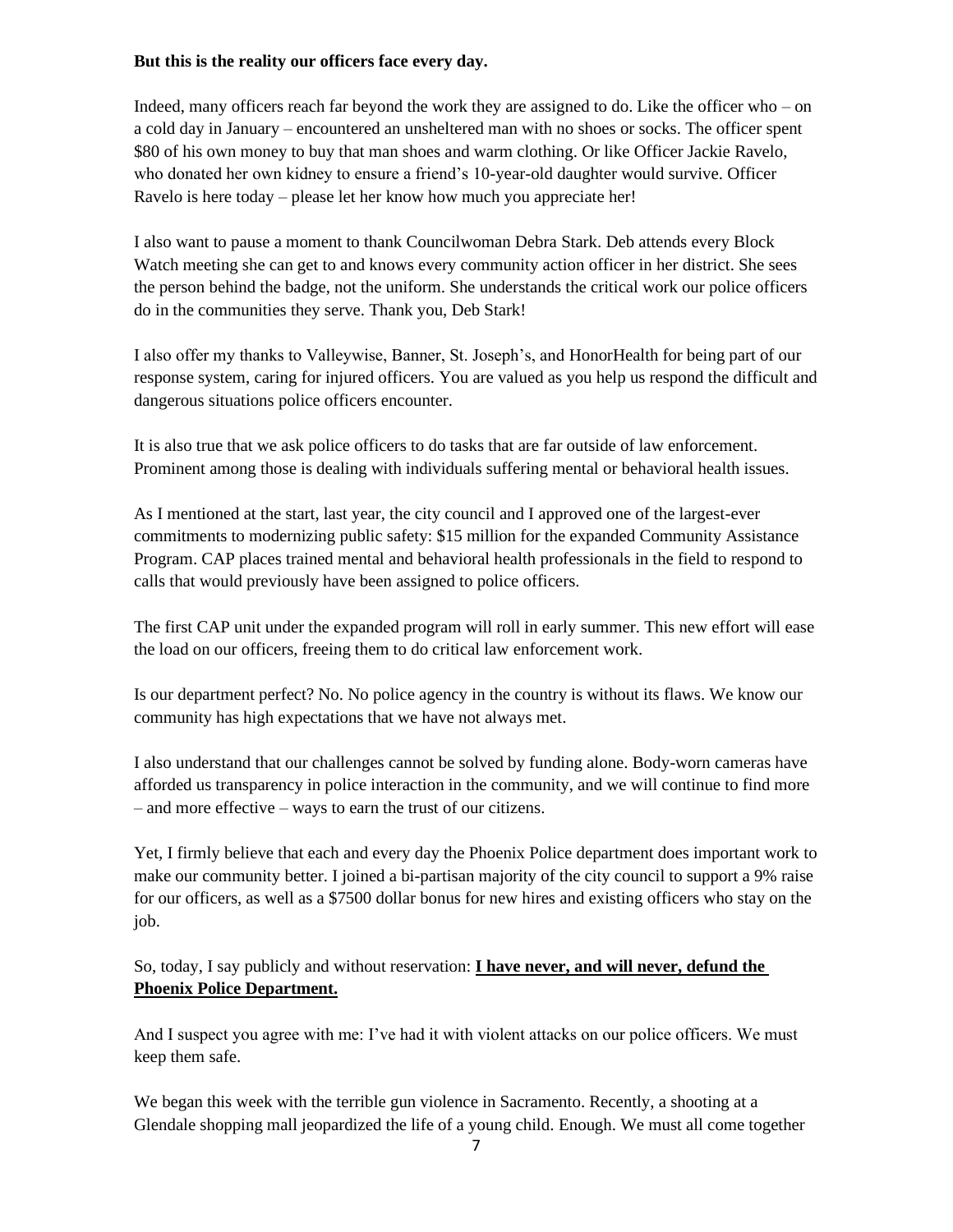**But this is the reality our officers face every day.**

Indeed, many officers reach far beyond the work they are assigned to do. Like the officer who – on a cold day in January – encountered an unsheltered man with no shoes or socks. The officer spent $80 of his own money to buy that man shoes and warm clothing. Or like Officer Jackie Ravelo, who donated her own kidney to ensure a friend's 10-year-old daughter would survive. Officer Ravelo is here today – please let her know how much you appreciate her!

I also want to pause a moment to thank Councilwoman Debra Stark. Deb attends every Block Watch meeting she can get to and knows every community action officer in her district. She sees the person behind the badge, not the uniform. She understands the critical work our police officers do in the communities they serve. Thank you, Deb Stark!

I also offer my thanks to Valleywise, Banner, St. Joseph's, and HonorHealth for being part of our response system, caring for injured officers. You are valued as you help us respond the difficult and dangerous situations police officers encounter.

It is also true that we ask police officers to do tasks that are far outside of law enforcement. Prominent among those is dealing with individuals suffering mental or behavioral health issues.

As I mentioned at the start, last year, the city council and I approved one of the largest-ever commitments to modernizing public safety: $15 million for the expanded Community Assistance Program. CAP places trained mental and behavioral health professionals in the field to respond to calls that would previously have been assigned to police officers.

The first CAP unit under the expanded program will roll in early summer. This new effort will ease the load on our officers, freeing them to do critical law enforcement work.

Is our department perfect? No. No police agency in the country is without its flaws. We know our community has high expectations that we have not always met.

I also understand that our challenges cannot be solved by funding alone. Body-worn cameras have afforded us transparency in police interaction in the community, and we will continue to find more – and more effective – ways to earn the trust of our citizens.

Yet, I firmly believe that each and every day the Phoenix Police department does important work to make our community better. I joined a bi-partisan majority of the city council to support a 9% raise for our officers, as well as a $7500 dollar bonus for new hires and existing officers who stay on the job.

So, today, I say publicly and without reservation: **I have never, and will never, defund the Phoenix Police Department.**

And I suspect you agree with me: I've had it with violent attacks on our police officers. We must keep them safe.

We began this week with the terrible gun violence in Sacramento. Recently, a shooting at a Glendale shopping mall jeopardized the life of a young child. Enough. We must all come together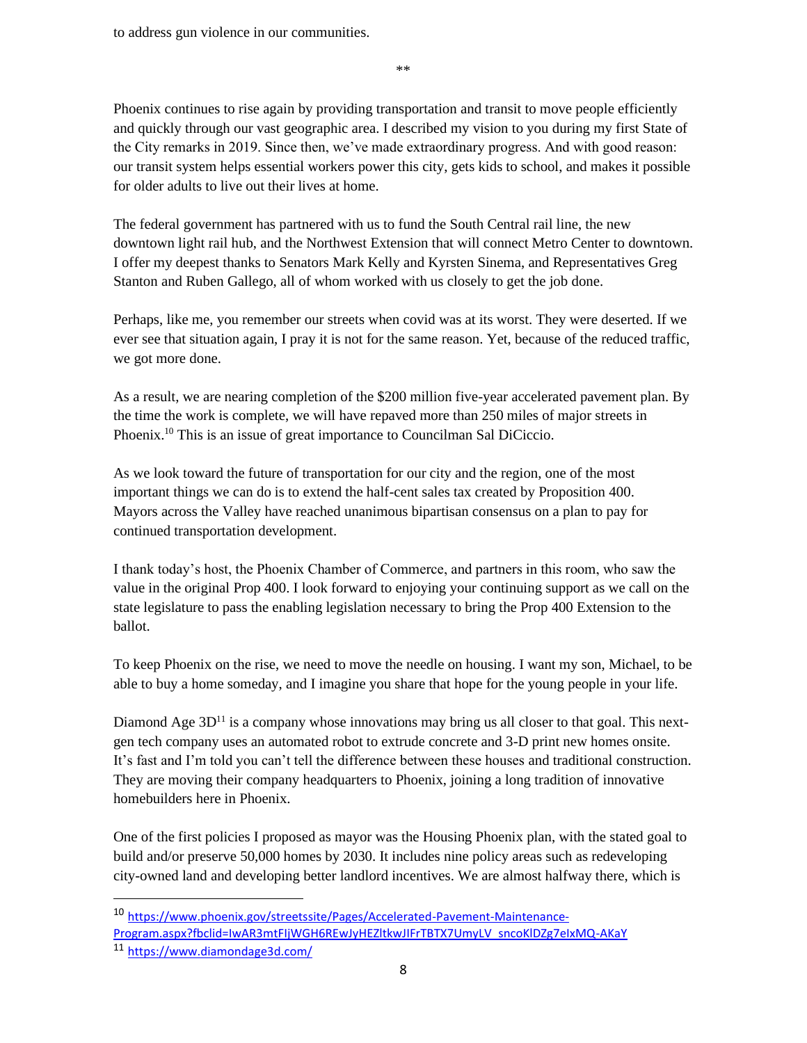to address gun violence in our communities.

**

Phoenix continues to rise again by providing transportation and transit to move people efficiently and quickly through our vast geographic area. I described my vision to you during my first State of the City remarks in 2019. Since then, we've made extraordinary progress. And with good reason: our transit system helps essential workers power this city, gets kids to school, and makes it possible for older adults to live out their lives at home.

The federal government has partnered with us to fund the South Central rail line, the new downtown light rail hub, and the Northwest Extension that will connect Metro Center to downtown. I offer my deepest thanks to Senators Mark Kelly and Kyrsten Sinema, and Representatives Greg Stanton and Ruben Gallego, all of whom worked with us closely to get the job done.

Perhaps, like me, you remember our streets when covid was at its worst. They were deserted. If we ever see that situation again, I pray it is not for the same reason. Yet, because of the reduced traffic, we got more done.

As a result, we are nearing completion of the $200 million five-year accelerated pavement plan. By the time the work is complete, we will have repaved more than 250 miles of major streets in Phoenix.[10] This is an issue of great importance to Councilman Sal DiCiccio.

As we look toward the future of transportation for our city and the region, one of the most important things we can do is to extend the half-cent sales tax created by Proposition 400. Mayors across the Valley have reached unanimous bipartisan consensus on a plan to pay for continued transportation development.

I thank today's host, the Phoenix Chamber of Commerce, and partners in this room, who saw the value in the original Prop 400. I look forward to enjoying your continuing support as we call on the state legislature to pass the enabling legislation necessary to bring the Prop 400 Extension to the ballot.

To keep Phoenix on the rise, we need to move the needle on housing. I want my son, Michael, to be able to buy a home someday, and I imagine you share that hope for the young people in your life.

Diamond Age 3D[11] is a company whose innovations may bring us all closer to that goal. This next-gen tech company uses an automated robot to extrude concrete and 3-D print new homes onsite. It's fast and I'm told you can't tell the difference between these houses and traditional construction. They are moving their company headquarters to Phoenix, joining a long tradition of innovative homebuilders here in Phoenix.

One of the first policies I proposed as mayor was the Housing Phoenix plan, with the stated goal to build and/or preserve 50,000 homes by 2030. It includes nine policy areas such as redeveloping city-owned land and developing better landlord incentives. We are almost halfway there, which is

---

[10] https://www.phoenix.gov/streetssite/Pages/Accelerated-Pavement-Maintenance-Program.aspx?fbclid=IwAR3mtFIjWGH6REwJyHEZltkwJIFrTBTX7UmyLV_sncoKlDZg7eIxMQ-AKaY

[11] https://www.diamondage3d.com/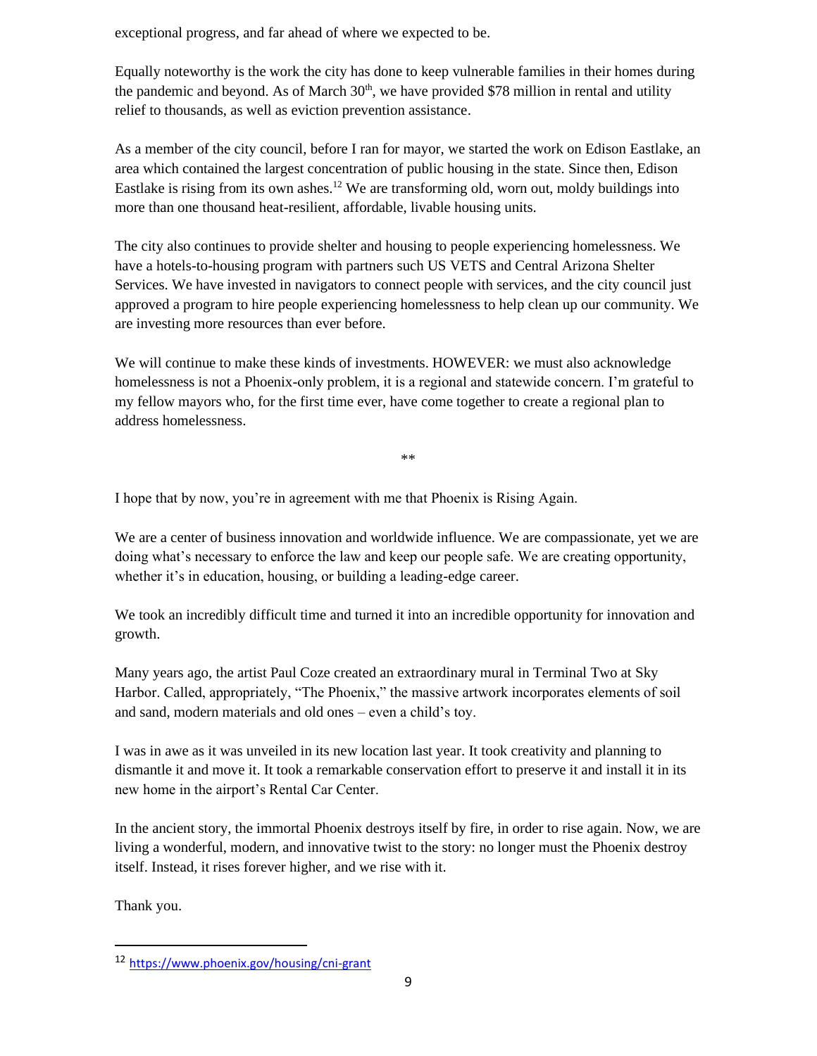exceptional progress, and far ahead of where we expected to be.

Equally noteworthy is the work the city has done to keep vulnerable families in their homes during the pandemic and beyond. As of March 30th, we have provided $78 million in rental and utility relief to thousands, as well as eviction prevention assistance.

As a member of the city council, before I ran for mayor, we started the work on Edison Eastlake, an area which contained the largest concentration of public housing in the state. Since then, Edison Eastlake is rising from its own ashes.[12] We are transforming old, worn out, moldy buildings into more than one thousand heat-resilient, affordable, livable housing units.

The city also continues to provide shelter and housing to people experiencing homelessness. We have a hotels-to-housing program with partners such US VETS and Central Arizona Shelter Services. We have invested in navigators to connect people with services, and the city council just approved a program to hire people experiencing homelessness to help clean up our community. We are investing more resources than ever before.

We will continue to make these kinds of investments. HOWEVER: we must also acknowledge homelessness is not a Phoenix-only problem, it is a regional and statewide concern. I'm grateful to my fellow mayors who, for the first time ever, have come together to create a regional plan to address homelessness.

**

I hope that by now, you're in agreement with me that Phoenix is Rising Again.

We are a center of business innovation and worldwide influence. We are compassionate, yet we are doing what's necessary to enforce the law and keep our people safe. We are creating opportunity, whether it's in education, housing, or building a leading-edge career.

We took an incredibly difficult time and turned it into an incredible opportunity for innovation and growth.

Many years ago, the artist Paul Coze created an extraordinary mural in Terminal Two at Sky Harbor. Called, appropriately, "The Phoenix," the massive artwork incorporates elements of soil and sand, modern materials and old ones – even a child's toy.

I was in awe as it was unveiled in its new location last year. It took creativity and planning to dismantle it and move it. It took a remarkable conservation effort to preserve it and install it in its new home in the airport's Rental Car Center.

In the ancient story, the immortal Phoenix destroys itself by fire, in order to rise again. Now, we are living a wonderful, modern, and innovative twist to the story: no longer must the Phoenix destroy itself. Instead, it rises forever higher, and we rise with it.

Thank you.

---

[12] https://www.phoenix.gov/housing/cni-grant